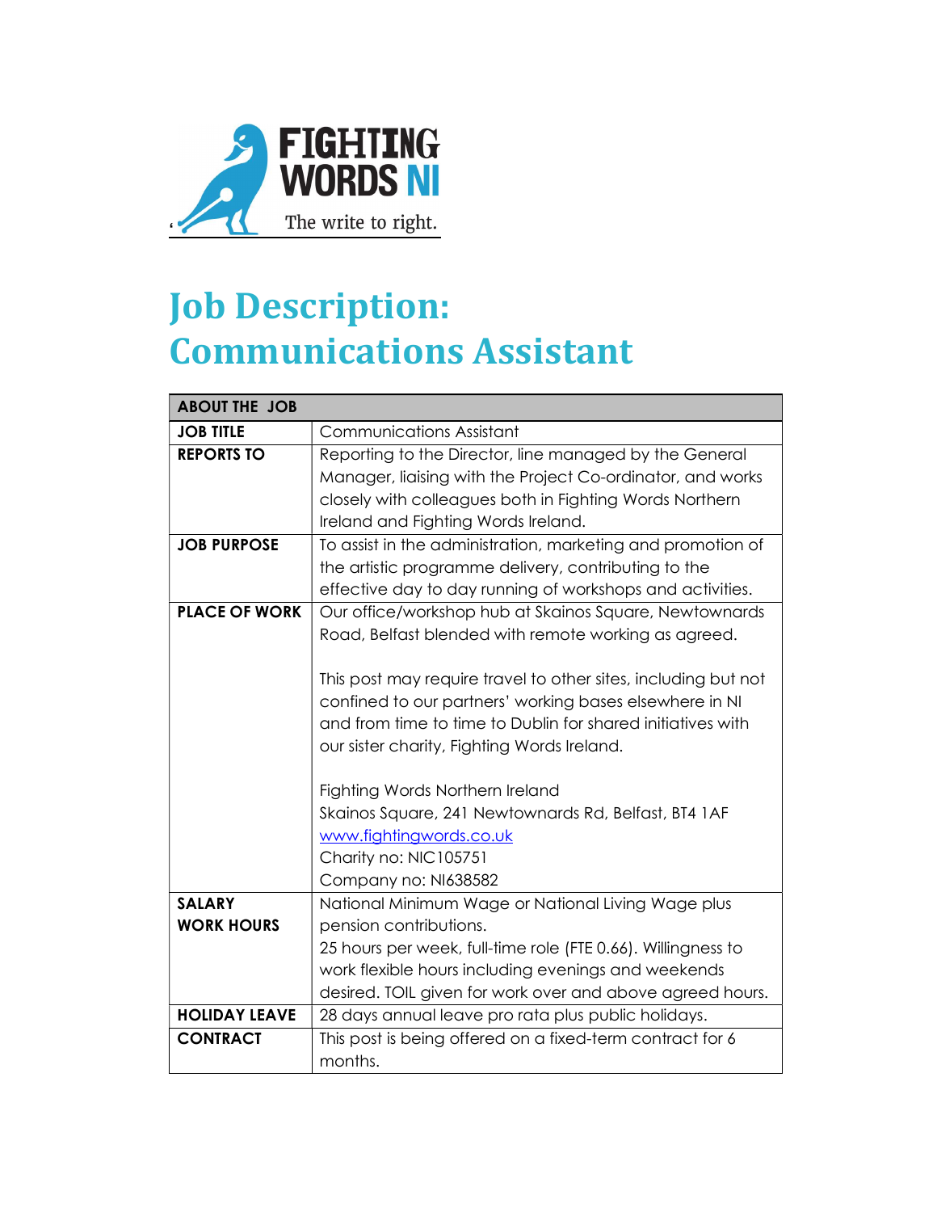FIGHTING WORDS NI

The write to right.

# Job Description: Communications Assistant

| ABOUT THE JOB | |
|---|---|
| **JOB TITLE** | Communications Assistant |
| **REPORTS TO** | Reporting to the Director, line managed by the General Manager, liaising with the Project Co-ordinator, and works closely with colleagues both in Fighting Words Northern Ireland and Fighting Words Ireland. |
| **JOB PURPOSE** | To assist in the administration, marketing and promotion of the artistic programme delivery, contributing to the effective day to day running of workshops and activities. |
| **PLACE OF WORK** | Our office/workshop hub at Skainos Square, Newtownards Road, Belfast blended with remote working as agreed.<br><br>This post may require travel to other sites, including but not confined to our partners' working bases elsewhere in NI and from time to time to Dublin for shared initiatives with our sister charity, Fighting Words Ireland.<br><br>Fighting Words Northern Ireland<br>Skainos Square, 241 Newtownards Rd, Belfast, BT4 1AF<br>www.fightingwords.co.uk<br>Charity no: NIC105751<br>Company no: NI638582 |
| **SALARY**<br>**WORK HOURS** | National Minimum Wage or National Living Wage plus pension contributions.<br>25 hours per week, full-time role (FTE 0.66). Willingness to work flexible hours including evenings and weekends desired. TOIL given for work over and above agreed hours. |
| **HOLIDAY LEAVE** | 28 days annual leave pro rata plus public holidays. |
| **CONTRACT** | This post is being offered on a fixed-term contract for 6 months. |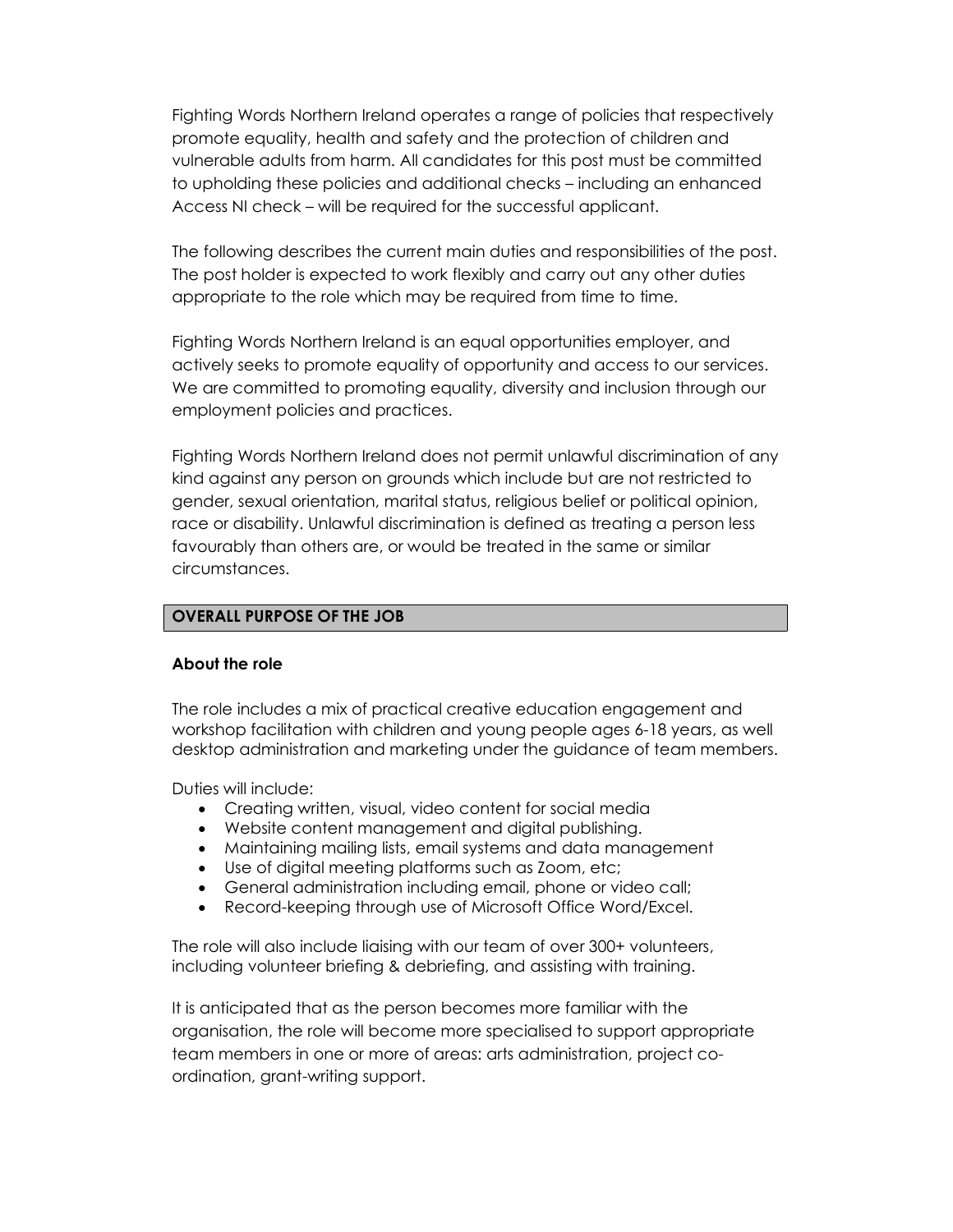Fighting Words Northern Ireland operates a range of policies that respectively promote equality, health and safety and the protection of children and vulnerable adults from harm. All candidates for this post must be committed to upholding these policies and additional checks – including an enhanced Access NI check – will be required for the successful applicant.

The following describes the current main duties and responsibilities of the post. The post holder is expected to work flexibly and carry out any other duties appropriate to the role which may be required from time to time.

Fighting Words Northern Ireland is an equal opportunities employer, and actively seeks to promote equality of opportunity and access to our services. We are committed to promoting equality, diversity and inclusion through our employment policies and practices.

Fighting Words Northern Ireland does not permit unlawful discrimination of any kind against any person on grounds which include but are not restricted to gender, sexual orientation, marital status, religious belief or political opinion, race or disability. Unlawful discrimination is defined as treating a person less favourably than others are, or would be treated in the same or similar circumstances.

## OVERALL PURPOSE OF THE JOB

### About the role

The role includes a mix of practical creative education engagement and workshop facilitation with children and young people ages 6-18 years, as well desktop administration and marketing under the guidance of team members.

Duties will include:

- Creating written, visual, video content for social media
- Website content management and digital publishing.
- Maintaining mailing lists, email systems and data management
- Use of digital meeting platforms such as Zoom, etc;
- General administration including email, phone or video call;
- Record-keeping through use of Microsoft Office Word/Excel.

The role will also include liaising with our team of over 300+ volunteers, including volunteer briefing & debriefing, and assisting with training.

It is anticipated that as the person becomes more familiar with the organisation, the role will become more specialised to support appropriate team members in one or more of areas: arts administration, project co-ordination, grant-writing support.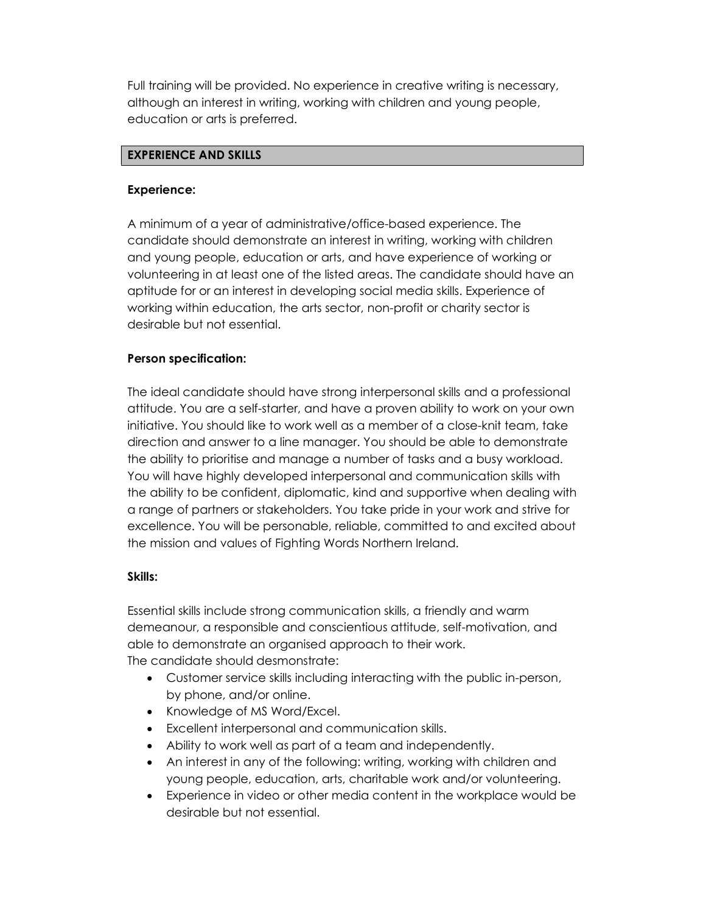Full training will be provided. No experience in creative writing is necessary, although an interest in writing, working with children and young people, education or arts is preferred.

## EXPERIENCE AND SKILLS

**Experience:**

A minimum of a year of administrative/office-based experience. The candidate should demonstrate an interest in writing, working with children and young people, education or arts, and have experience of working or volunteering in at least one of the listed areas. The candidate should have an aptitude for or an interest in developing social media skills. Experience of working within education, the arts sector, non-profit or charity sector is desirable but not essential.

**Person specification:**

The ideal candidate should have strong interpersonal skills and a professional attitude. You are a self-starter, and have a proven ability to work on your own initiative. You should like to work well as a member of a close-knit team, take direction and answer to a line manager. You should be able to demonstrate the ability to prioritise and manage a number of tasks and a busy workload. You will have highly developed interpersonal and communication skills with the ability to be confident, diplomatic, kind and supportive when dealing with a range of partners or stakeholders. You take pride in your work and strive for excellence. You will be personable, reliable, committed to and excited about the mission and values of Fighting Words Northern Ireland.

**Skills:**

Essential skills include strong communication skills, a friendly and warm demeanour, a responsible and conscientious attitude, self-motivation, and able to demonstrate an organised approach to their work.
The candidate should desmonstrate:

- Customer service skills including interacting with the public in-person, by phone, and/or online.
- Knowledge of MS Word/Excel.
- Excellent interpersonal and communication skills.
- Ability to work well as part of a team and independently.
- An interest in any of the following: writing, working with children and young people, education, arts, charitable work and/or volunteering.
- Experience in video or other media content in the workplace would be desirable but not essential.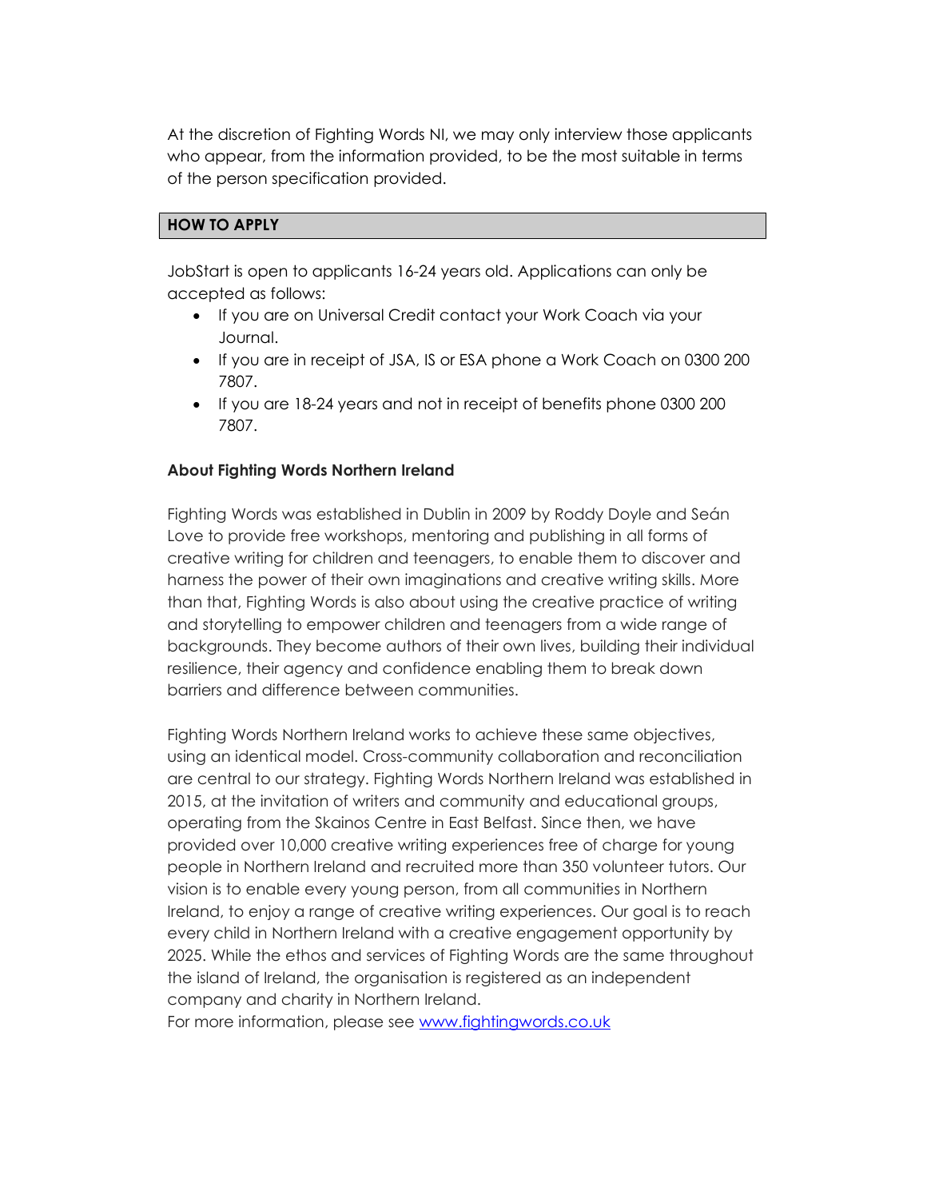At the discretion of Fighting Words NI, we may only interview those applicants who appear, from the information provided, to be the most suitable in terms of the person specification provided.

## HOW TO APPLY

JobStart is open to applicants 16-24 years old. Applications can only be accepted as follows:

- If you are on Universal Credit contact your Work Coach via your Journal.
- If you are in receipt of JSA, IS or ESA phone a Work Coach on 0300 200 7807.
- If you are 18-24 years and not in receipt of benefits phone 0300 200 7807.

**About Fighting Words Northern Ireland**

Fighting Words was established in Dublin in 2009 by Roddy Doyle and Seán Love to provide free workshops, mentoring and publishing in all forms of creative writing for children and teenagers, to enable them to discover and harness the power of their own imaginations and creative writing skills. More than that, Fighting Words is also about using the creative practice of writing and storytelling to empower children and teenagers from a wide range of backgrounds. They become authors of their own lives, building their individual resilience, their agency and confidence enabling them to break down barriers and difference between communities.

Fighting Words Northern Ireland works to achieve these same objectives, using an identical model. Cross-community collaboration and reconciliation are central to our strategy. Fighting Words Northern Ireland was established in 2015, at the invitation of writers and community and educational groups, operating from the Skainos Centre in East Belfast. Since then, we have provided over 10,000 creative writing experiences free of charge for young people in Northern Ireland and recruited more than 350 volunteer tutors. Our vision is to enable every young person, from all communities in Northern Ireland, to enjoy a range of creative writing experiences. Our goal is to reach every child in Northern Ireland with a creative engagement opportunity by 2025. While the ethos and services of Fighting Words are the same throughout the island of Ireland, the organisation is registered as an independent company and charity in Northern Ireland.
For more information, please see [www.fightingwords.co.uk](www.fightingwords.co.uk)